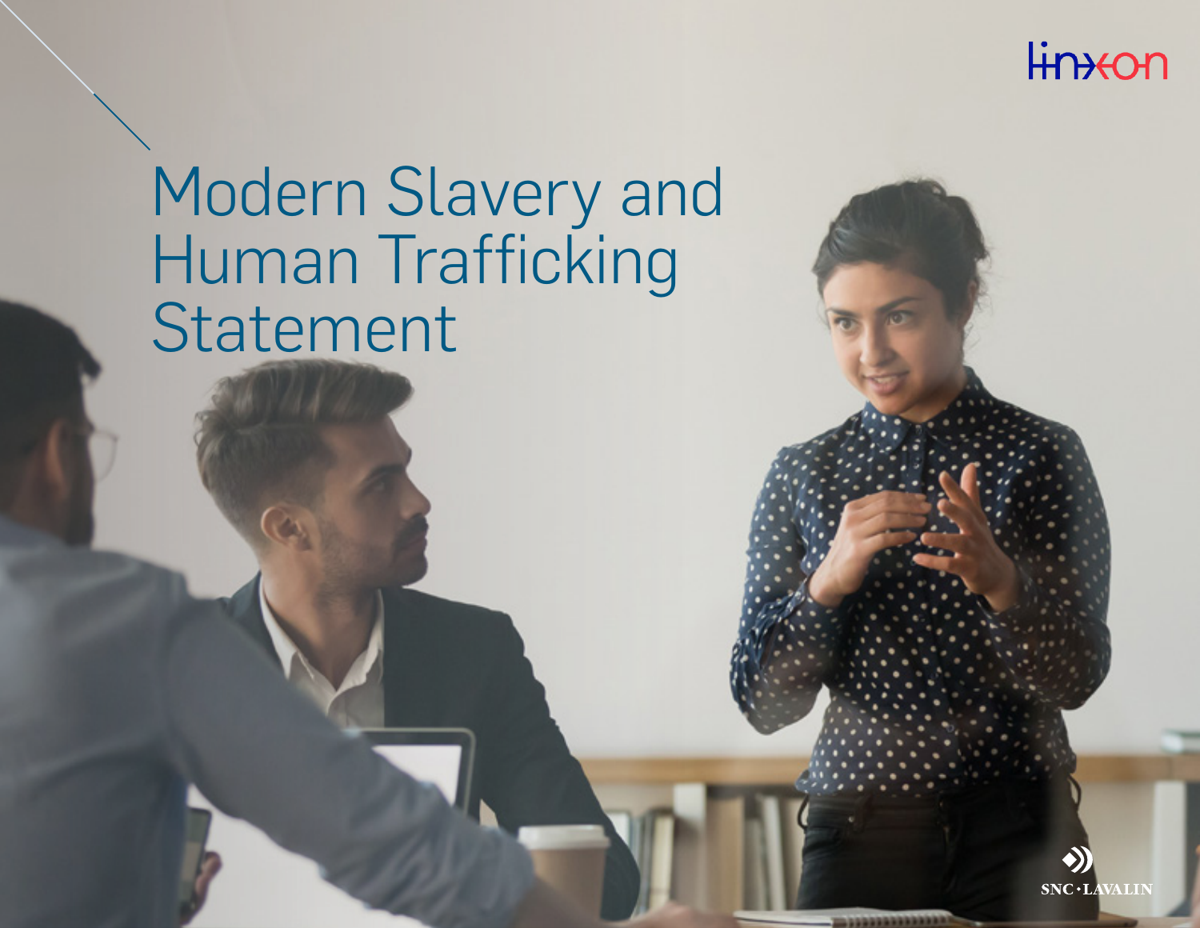Linxon

# Modern Slavery and Human Trafficking Statement

SNC • LAVALIN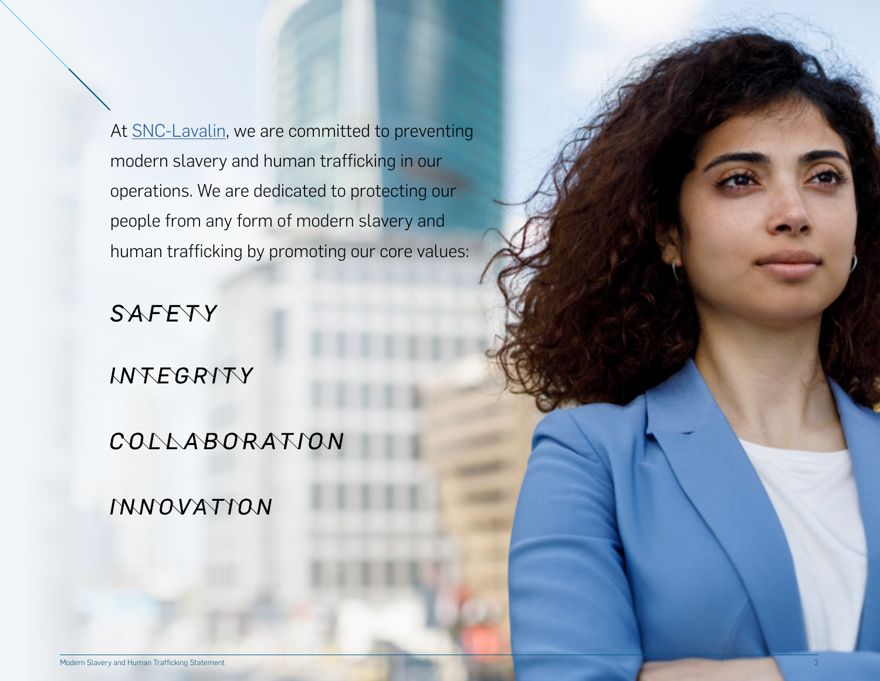At SNC-Lavalin, we are committed to preventing modern slavery and human trafficking in our operations. We are dedicated to protecting our people from any form of modern slavery and human trafficking by promoting our core values:

*SAFETY*

*INTEGRITY*

*COLLABORATION*

*INNOVATION*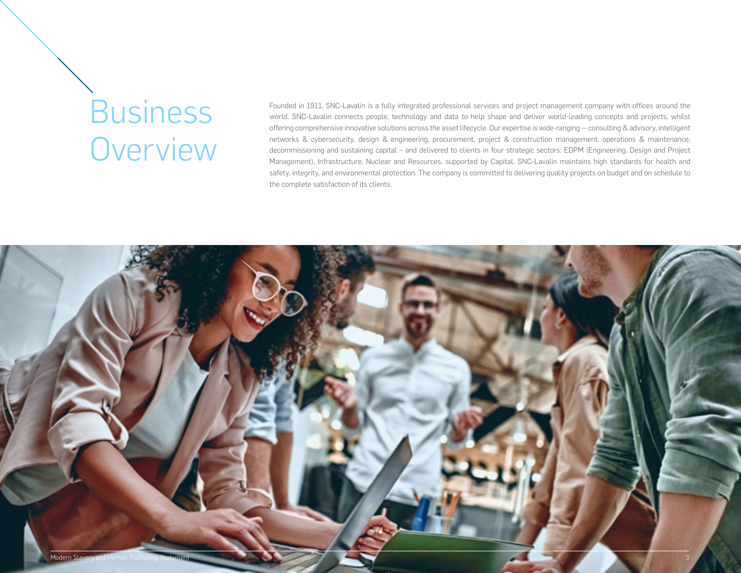# Business Overview

Founded in 1911, SNC-Lavalin is a fully integrated professional services and project management company with offices around the world. SNC-Lavalin connects people, technology and data to help shape and deliver world-leading concepts and projects, whilst offering comprehensive innovative solutions across the asset lifecycle. Our expertise is wide-ranging — consulting & advisory, intelligent networks & cybersecurity, design & engineering, procurement, project & construction management, operations & maintenance, decommissioning and sustaining capital – and delivered to clients in four strategic sectors: EDPM (Engineering, Design and Project Management), Infrastructure, Nuclear and Resources, supported by Capital. SNC-Lavalin maintains high standards for health and safety, integrity, and environmental protection. The company is committed to delivering quality projects on budget and on schedule to the complete satisfaction of its clients.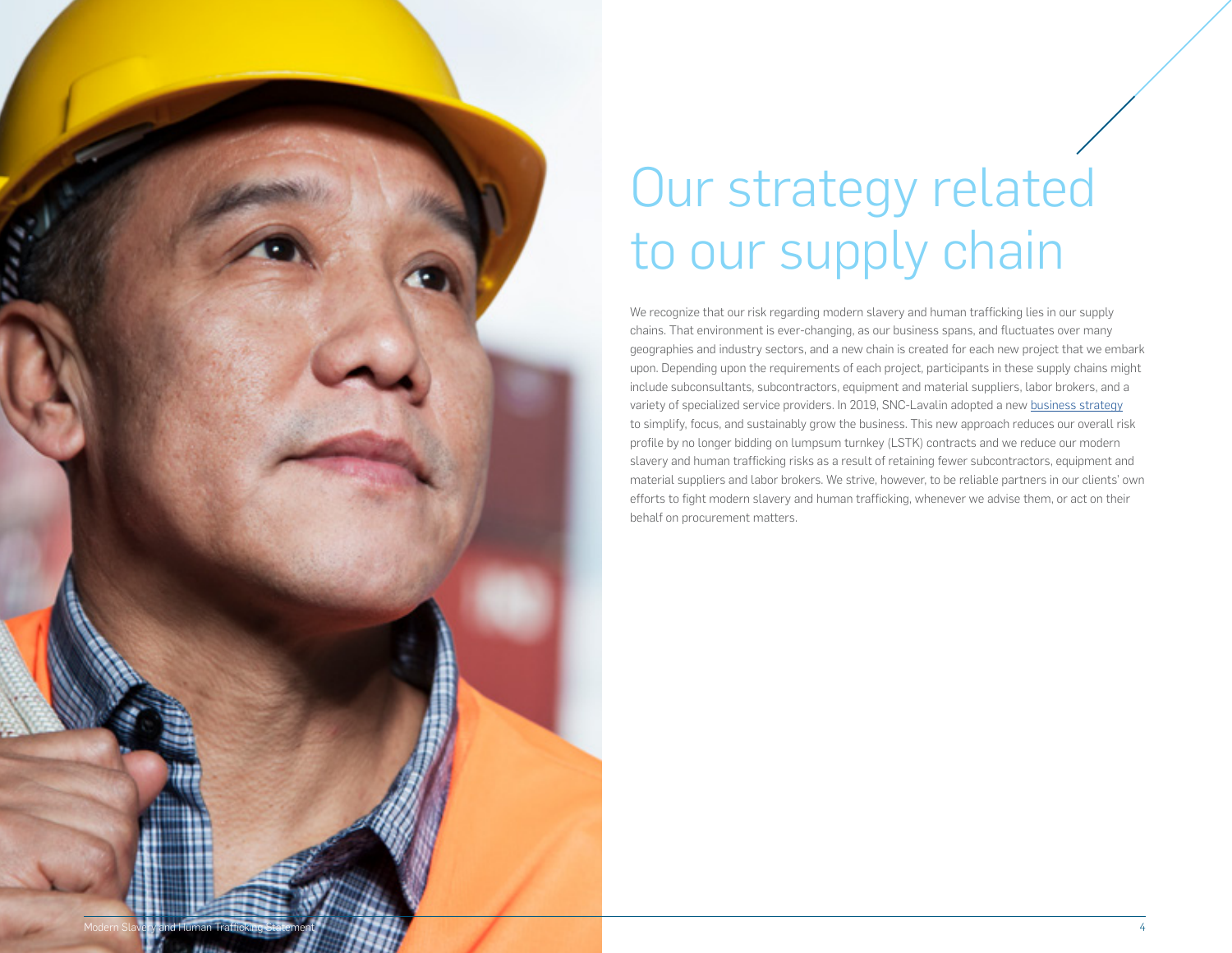# Our strategy related to our supply chain

We recognize that our risk regarding modern slavery and human trafficking lies in our supply chains. That environment is ever-changing, as our business spans, and fluctuates over many geographies and industry sectors, and a new chain is created for each new project that we embark upon. Depending upon the requirements of each project, participants in these supply chains might include subconsultants, subcontractors, equipment and material suppliers, labor brokers, and a variety of specialized service providers. In 2019, SNC-Lavalin adopted a new business strategy to simplify, focus, and sustainably grow the business. This new approach reduces our overall risk profile by no longer bidding on lumpsum turnkey (LSTK) contracts and we reduce our modern slavery and human trafficking risks as a result of retaining fewer subcontractors, equipment and material suppliers and labor brokers. We strive, however, to be reliable partners in our clients' own efforts to fight modern slavery and human trafficking, whenever we advise them, or act on their behalf on procurement matters.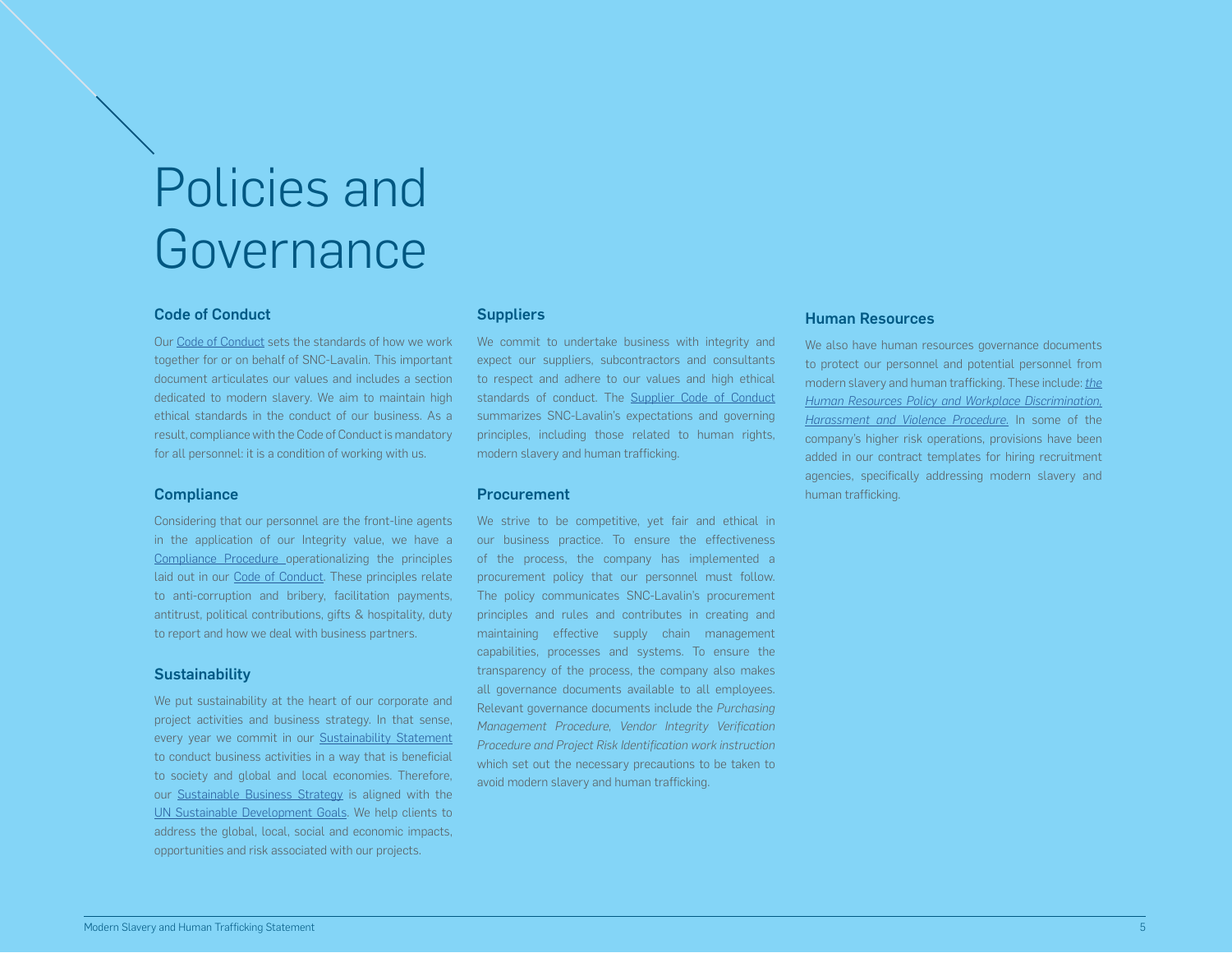# Policies and Governance

## Code of Conduct

Our Code of Conduct sets the standards of how we work together for or on behalf of SNC-Lavalin. This important document articulates our values and includes a section dedicated to modern slavery. We aim to maintain high ethical standards in the conduct of our business. As a result, compliance with the Code of Conduct is mandatory for all personnel: it is a condition of working with us.

## Compliance

Considering that our personnel are the front-line agents in the application of our Integrity value, we have a Compliance Procedure operationalizing the principles laid out in our Code of Conduct. These principles relate to anti-corruption and bribery, facilitation payments, antitrust, political contributions, gifts & hospitality, duty to report and how we deal with business partners.

## Sustainability

We put sustainability at the heart of our corporate and project activities and business strategy. In that sense, every year we commit in our Sustainability Statement to conduct business activities in a way that is beneficial to society and global and local economies. Therefore, our Sustainable Business Strategy is aligned with the UN Sustainable Development Goals. We help clients to address the global, local, social and economic impacts, opportunities and risk associated with our projects.

## Suppliers

We commit to undertake business with integrity and expect our suppliers, subcontractors and consultants to respect and adhere to our values and high ethical standards of conduct. The Supplier Code of Conduct summarizes SNC-Lavalin's expectations and governing principles, including those related to human rights, modern slavery and human trafficking.

## Procurement

We strive to be competitive, yet fair and ethical in our business practice. To ensure the effectiveness of the process, the company has implemented a procurement policy that our personnel must follow. The policy communicates SNC-Lavalin's procurement principles and rules and contributes in creating and maintaining effective supply chain management capabilities, processes and systems. To ensure the transparency of the process, the company also makes all governance documents available to all employees. Relevant governance documents include the *Purchasing Management Procedure, Vendor Integrity Verification Procedure and Project Risk Identification work instruction* which set out the necessary precautions to be taken to avoid modern slavery and human trafficking.

## Human Resources

We also have human resources governance documents to protect our personnel and potential personnel from modern slavery and human trafficking. These include: *the Human Resources Policy and Workplace Discrimination, Harassment and Violence Procedure.* In some of the company's higher risk operations, provisions have been added in our contract templates for hiring recruitment agencies, specifically addressing modern slavery and human trafficking.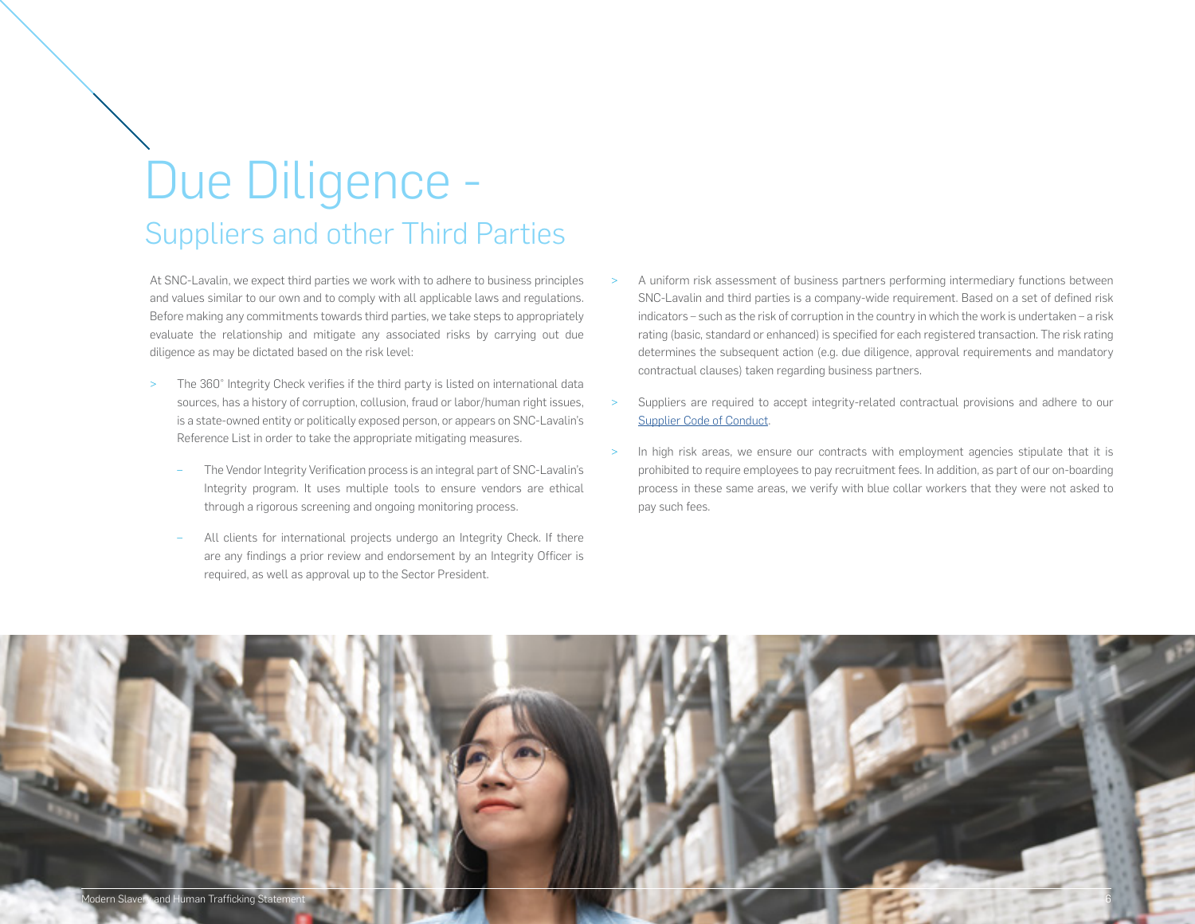# Due Diligence -

## Suppliers and other Third Parties

At SNC-Lavalin, we expect third parties we work with to adhere to business principles and values similar to our own and to comply with all applicable laws and regulations. Before making any commitments towards third parties, we take steps to appropriately evaluate the relationship and mitigate any associated risks by carrying out due diligence as may be dictated based on the risk level:

- The 360° Integrity Check verifies if the third party is listed on international data sources, has a history of corruption, collusion, fraud or labor/human right issues, is a state-owned entity or politically exposed person, or appears on SNC-Lavalin's Reference List in order to take the appropriate mitigating measures.
  - The Vendor Integrity Verification process is an integral part of SNC-Lavalin's Integrity program. It uses multiple tools to ensure vendors are ethical through a rigorous screening and ongoing monitoring process.
  - All clients for international projects undergo an Integrity Check. If there are any findings a prior review and endorsement by an Integrity Officer is required, as well as approval up to the Sector President.
- A uniform risk assessment of business partners performing intermediary functions between SNC-Lavalin and third parties is a company-wide requirement. Based on a set of defined risk indicators – such as the risk of corruption in the country in which the work is undertaken – a risk rating (basic, standard or enhanced) is specified for each registered transaction. The risk rating determines the subsequent action (e.g. due diligence, approval requirements and mandatory contractual clauses) taken regarding business partners.
- Suppliers are required to accept integrity-related contractual provisions and adhere to our Supplier Code of Conduct.
- In high risk areas, we ensure our contracts with employment agencies stipulate that it is prohibited to require employees to pay recruitment fees. In addition, as part of our on-boarding process in these same areas, we verify with blue collar workers that they were not asked to pay such fees.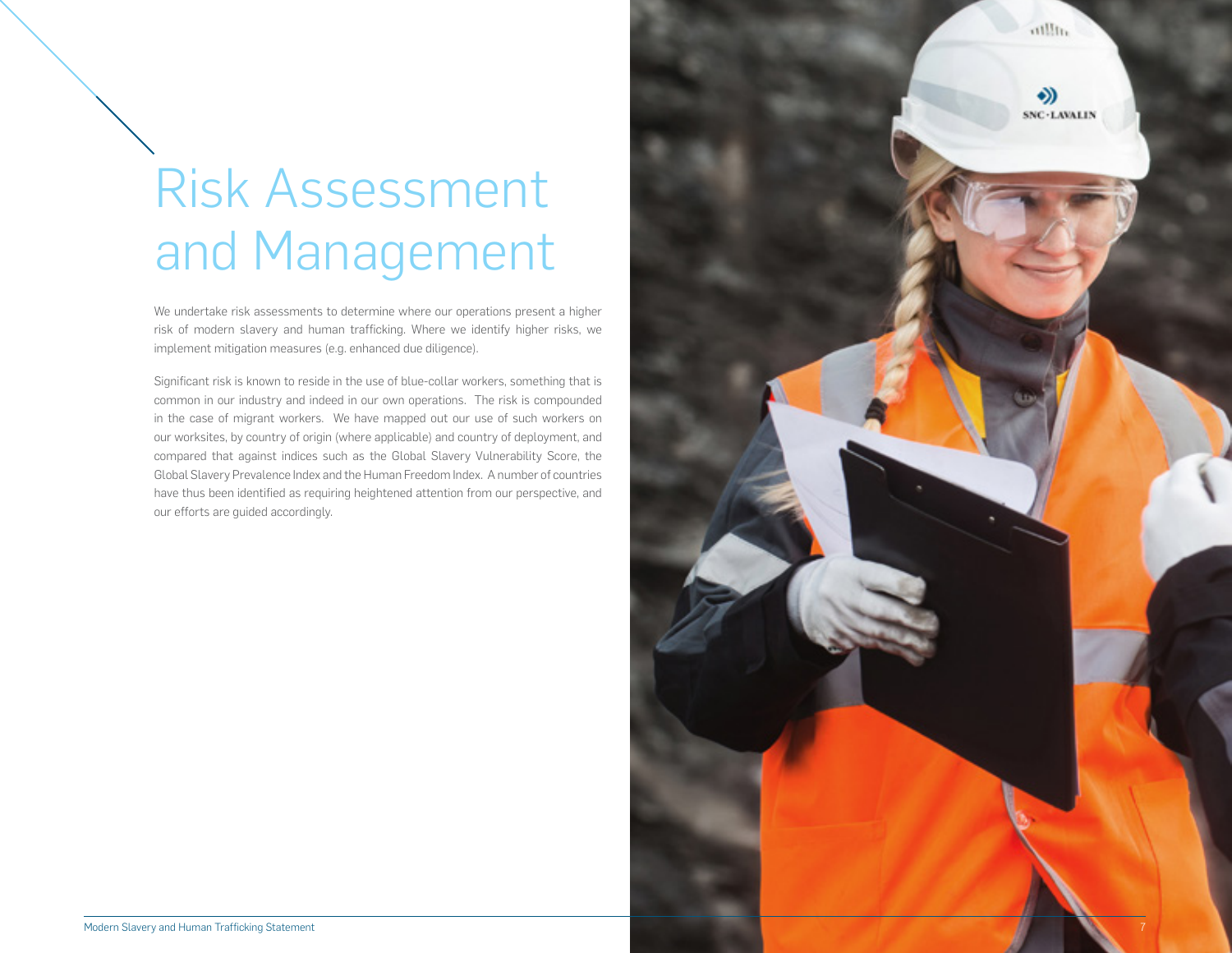# Risk Assessment and Management

We undertake risk assessments to determine where our operations present a higher risk of modern slavery and human trafficking. Where we identify higher risks, we implement mitigation measures (e.g. enhanced due diligence).

Significant risk is known to reside in the use of blue-collar workers, something that is common in our industry and indeed in our own operations. The risk is compounded in the case of migrant workers. We have mapped out our use of such workers on our worksites, by country of origin (where applicable) and country of deployment, and compared that against indices such as the Global Slavery Vulnerability Score, the Global Slavery Prevalence Index and the Human Freedom Index. A number of countries have thus been identified as requiring heightened attention from our perspective, and our efforts are guided accordingly.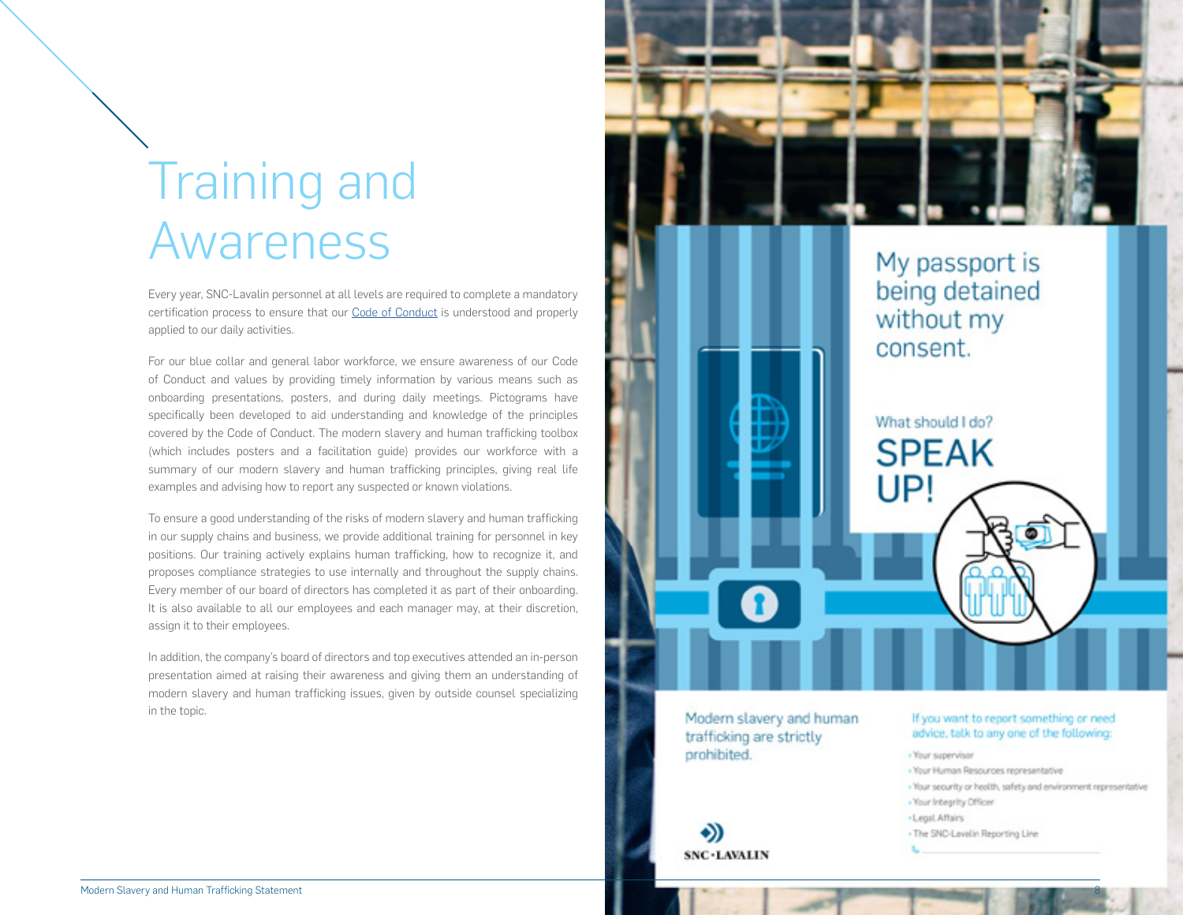# Training and Awareness

Every year, SNC-Lavalin personnel at all levels are required to complete a mandatory certification process to ensure that our Code of Conduct is understood and properly applied to our daily activities.

For our blue collar and general labor workforce, we ensure awareness of our Code of Conduct and values by providing timely information by various means such as onboarding presentations, posters, and during daily meetings. Pictograms have specifically been developed to aid understanding and knowledge of the principles covered by the Code of Conduct. The modern slavery and human trafficking toolbox (which includes posters and a facilitation guide) provides our workforce with a summary of our modern slavery and human trafficking principles, giving real life examples and advising how to report any suspected or known violations.

To ensure a good understanding of the risks of modern slavery and human trafficking in our supply chains and business, we provide additional training for personnel in key positions. Our training actively explains human trafficking, how to recognize it, and proposes compliance strategies to use internally and throughout the supply chains. Every member of our board of directors has completed it as part of their onboarding. It is also available to all our employees and each manager may, at their discretion, assign it to their employees.

In addition, the company's board of directors and top executives attended an in-person presentation aimed at raising their awareness and giving them an understanding of modern slavery and human trafficking issues, given by outside counsel specializing in the topic.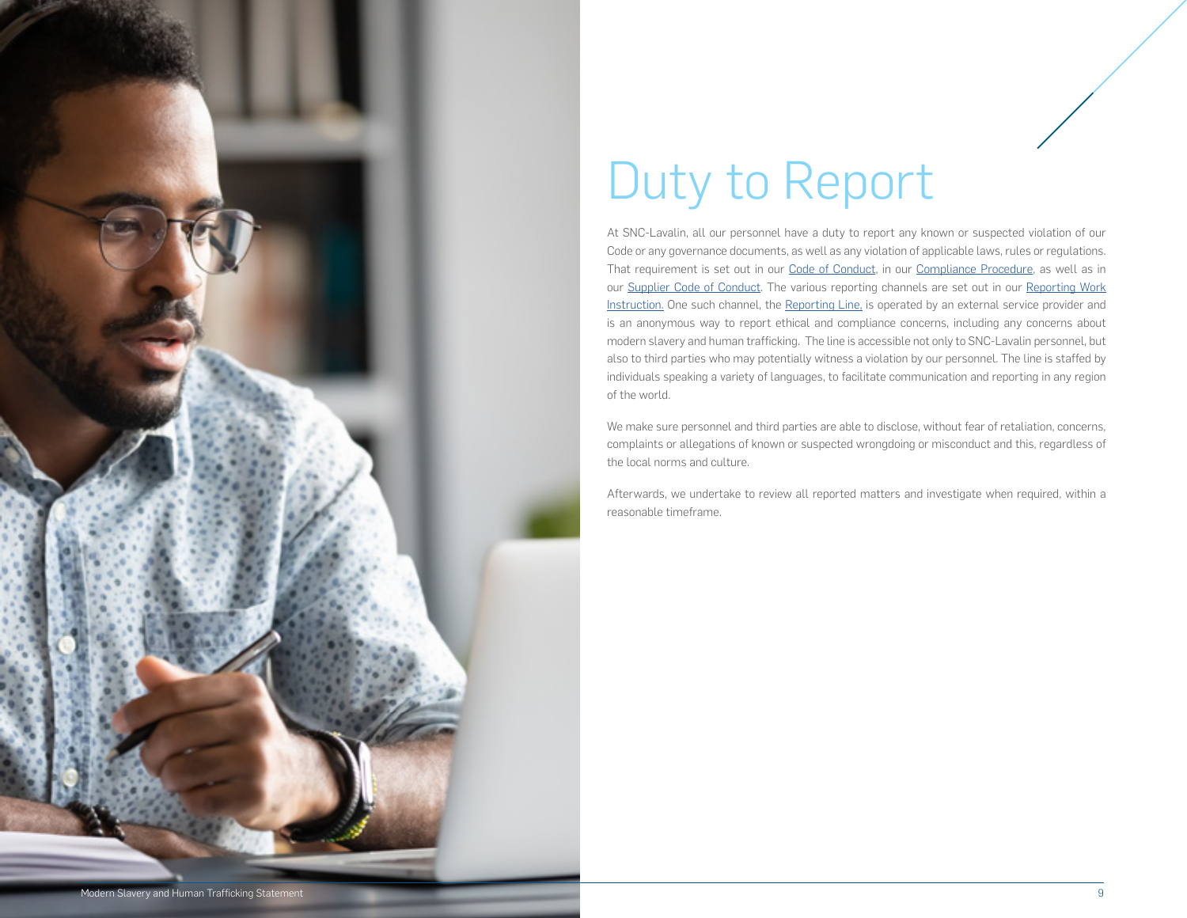# Duty to Report

At SNC-Lavalin, all our personnel have a duty to report any known or suspected violation of our Code or any governance documents, as well as any violation of applicable laws, rules or regulations. That requirement is set out in our Code of Conduct, in our Compliance Procedure, as well as in our Supplier Code of Conduct. The various reporting channels are set out in our Reporting Work Instruction. One such channel, the Reporting Line, is operated by an external service provider and is an anonymous way to report ethical and compliance concerns, including any concerns about modern slavery and human trafficking. The line is accessible not only to SNC-Lavalin personnel, but also to third parties who may potentially witness a violation by our personnel. The line is staffed by individuals speaking a variety of languages, to facilitate communication and reporting in any region of the world.

We make sure personnel and third parties are able to disclose, without fear of retaliation, concerns, complaints or allegations of known or suspected wrongdoing or misconduct and this, regardless of the local norms and culture.

Afterwards, we undertake to review all reported matters and investigate when required, within a reasonable timeframe.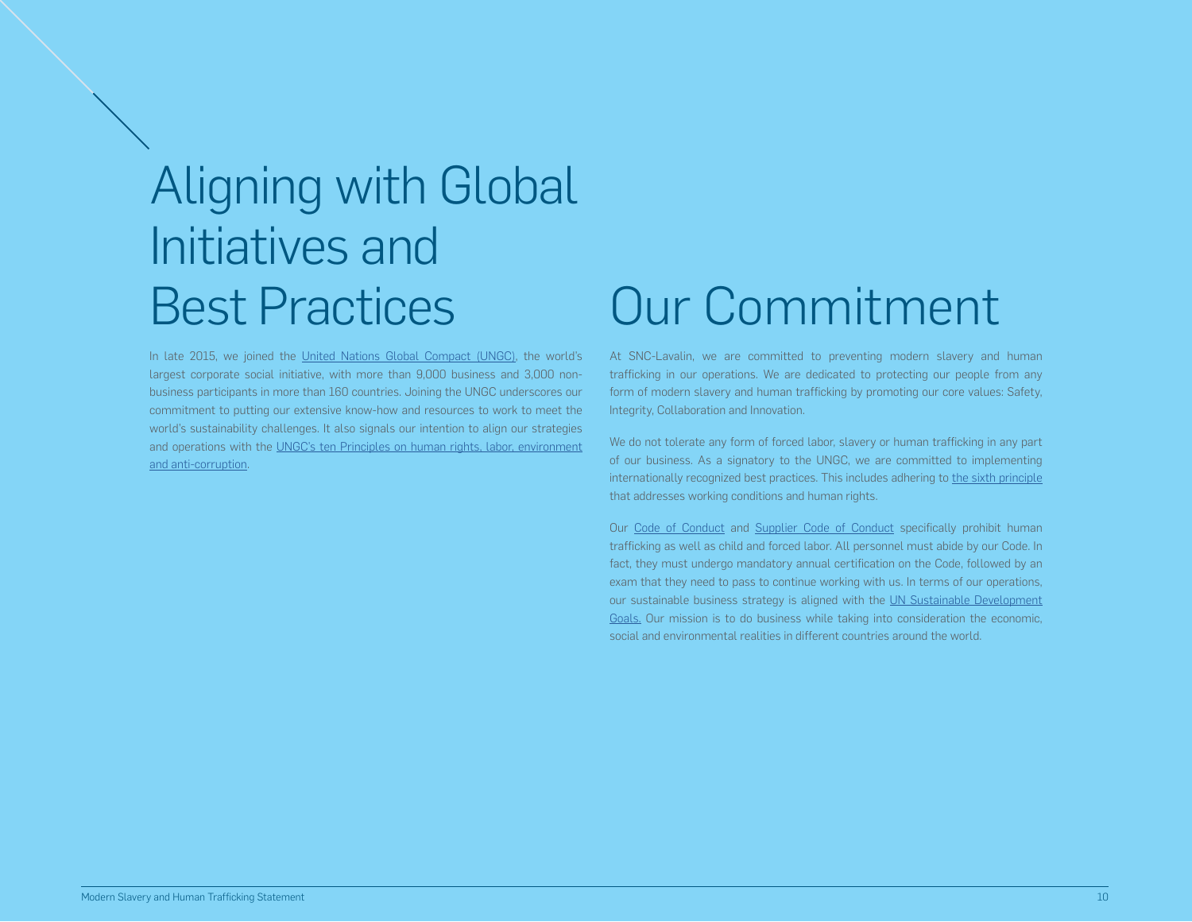# Aligning with Global Initiatives and Best Practices

In late 2015, we joined the United Nations Global Compact (UNGC), the world's largest corporate social initiative, with more than 9,000 business and 3,000 non-business participants in more than 160 countries. Joining the UNGC underscores our commitment to putting our extensive know-how and resources to work to meet the world's sustainability challenges. It also signals our intention to align our strategies and operations with the UNGC's ten Principles on human rights, labor, environment and anti-corruption.

# Our Commitment

At SNC-Lavalin, we are committed to preventing modern slavery and human trafficking in our operations. We are dedicated to protecting our people from any form of modern slavery and human trafficking by promoting our core values: Safety, Integrity, Collaboration and Innovation.

We do not tolerate any form of forced labor, slavery or human trafficking in any part of our business. As a signatory to the UNGC, we are committed to implementing internationally recognized best practices. This includes adhering to the sixth principle that addresses working conditions and human rights.

Our Code of Conduct and Supplier Code of Conduct specifically prohibit human trafficking as well as child and forced labor. All personnel must abide by our Code. In fact, they must undergo mandatory annual certification on the Code, followed by an exam that they need to pass to continue working with us. In terms of our operations, our sustainable business strategy is aligned with the UN Sustainable Development Goals. Our mission is to do business while taking into consideration the economic, social and environmental realities in different countries around the world.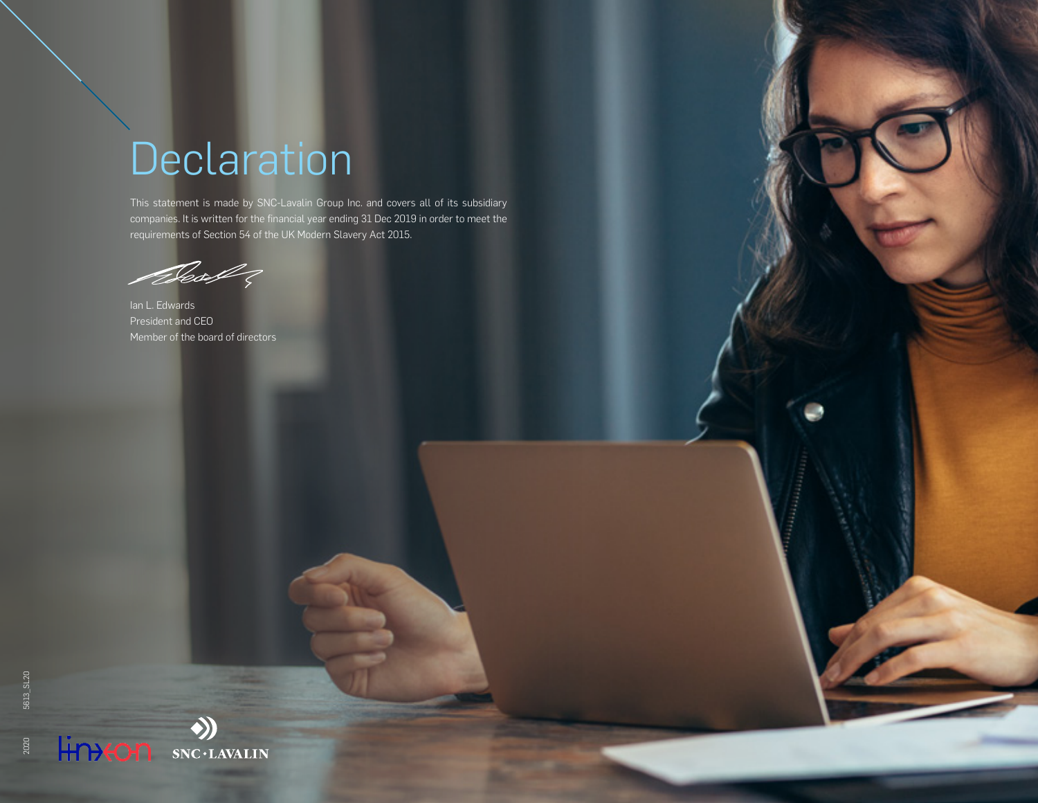# Declaration

This statement is made by SNC-Lavalin Group Inc. and covers all of its subsidiary companies. It is written for the financial year ending 31 Dec 2019 in order to meet the requirements of Section 54 of the UK Modern Slavery Act 2015.

Ian L. Edwards
President and CEO
Member of the board of directors